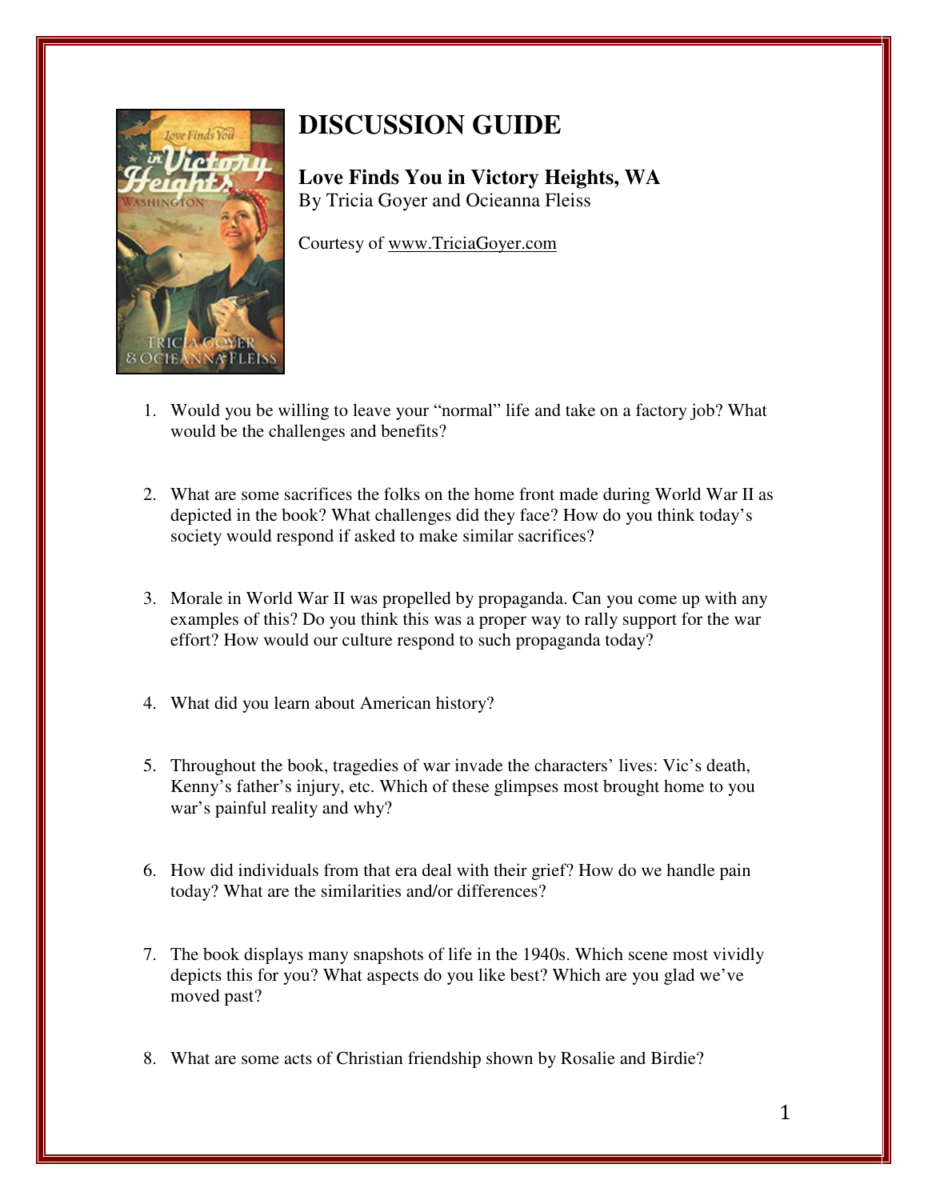# DISCUSSION GUIDE

**Love Finds You in Victory Heights, WA**
By Tricia Goyer and Ocieanna Fleiss

Courtesy of www.TriciaGoyer.com

1. Would you be willing to leave your "normal" life and take on a factory job? What would be the challenges and benefits?

2. What are some sacrifices the folks on the home front made during World War II as depicted in the book? What challenges did they face? How do you think today's society would respond if asked to make similar sacrifices?

3. Morale in World War II was propelled by propaganda. Can you come up with any examples of this? Do you think this was a proper way to rally support for the war effort? How would our culture respond to such propaganda today?

4. What did you learn about American history?

5. Throughout the book, tragedies of war invade the characters' lives: Vic's death, Kenny's father's injury, etc. Which of these glimpses most brought home to you war's painful reality and why?

6. How did individuals from that era deal with their grief? How do we handle pain today? What are the similarities and/or differences?

7. The book displays many snapshots of life in the 1940s. Which scene most vividly depicts this for you? What aspects do you like best? Which are you glad we've moved past?

8. What are some acts of Christian friendship shown by Rosalie and Birdie?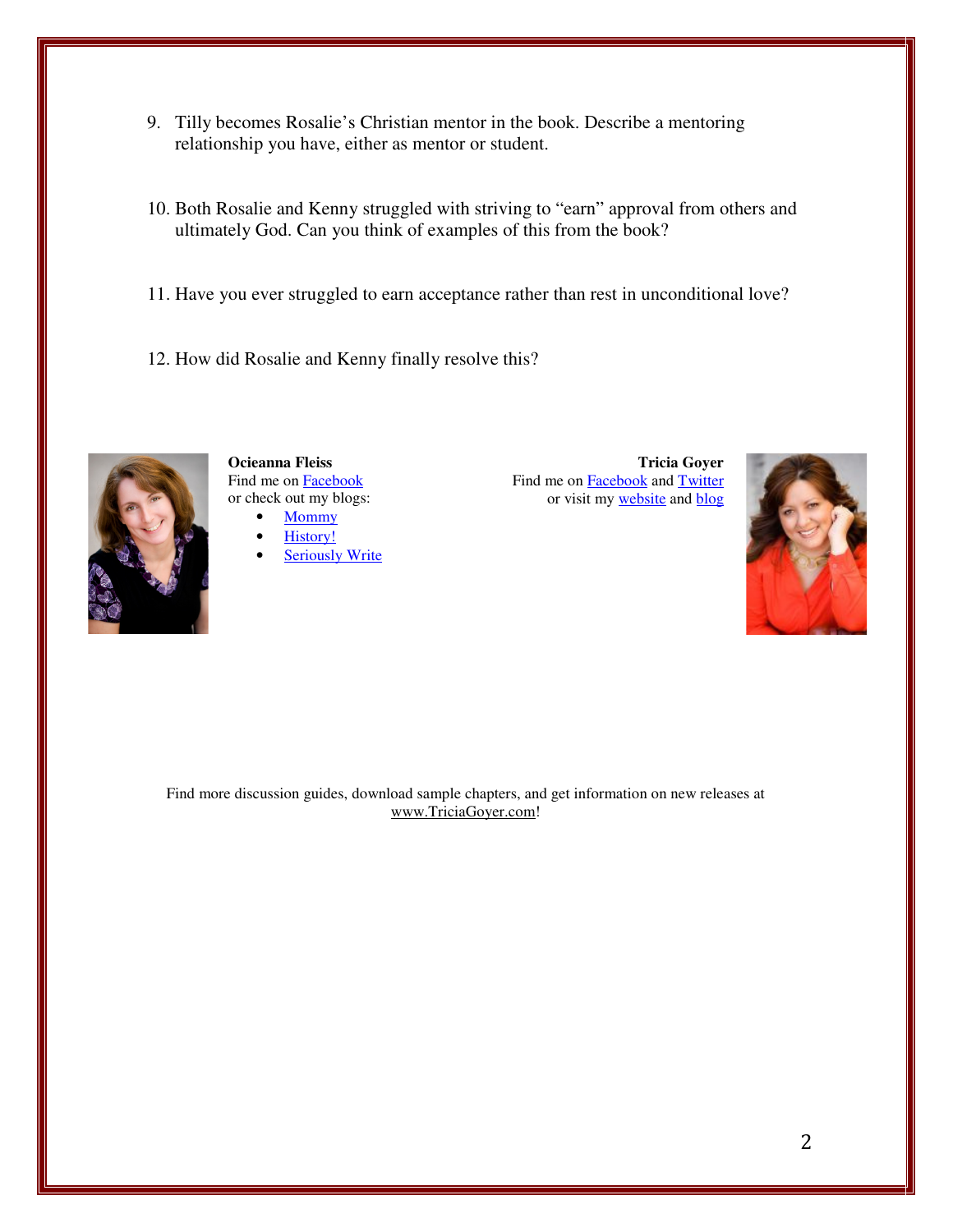9. Tilly becomes Rosalie's Christian mentor in the book. Describe a mentoring relationship you have, either as mentor or student.

10. Both Rosalie and Kenny struggled with striving to "earn" approval from others and ultimately God. Can you think of examples of this from the book?

11. Have you ever struggled to earn acceptance rather than rest in unconditional love?

12. How did Rosalie and Kenny finally resolve this?

**Ocieanna Fleiss**
Find me on Facebook
or check out my blogs:

- Mommy
- History!
- Seriously Write

**Tricia Goyer**
Find me on Facebook and Twitter
or visit my website and blog

Find more discussion guides, download sample chapters, and get information on new releases at www.TriciaGoyer.com!